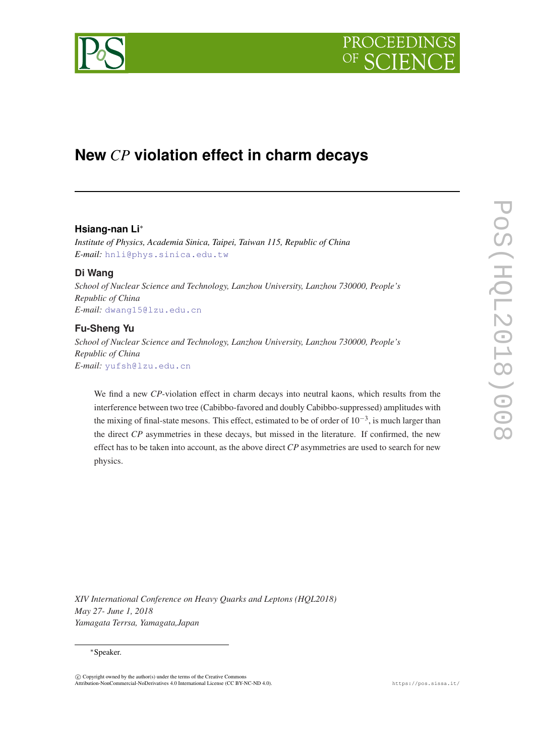# New $CP$ violation effect in charm decays

**Hsiang-nan Li***

*Institute of Physics, Academia Sinica, Taipei, Taiwan 115, Republic of China*
*E-mail:* hnli@phys.sinica.edu.tw

**Di Wang**

*School of Nuclear Science and Technology, Lanzhou University, Lanzhou 730000, People's Republic of China*
*E-mail:* dwang15@lzu.edu.cn

**Fu-Sheng Yu**

*School of Nuclear Science and Technology, Lanzhou University, Lanzhou 730000, People's Republic of China*
*E-mail:* yufsh@lzu.edu.cn

We find a new $CP$-violation effect in charm decays into neutral kaons, which results from the interference between two tree (Cabibbo-favored and doubly Cabibbo-suppressed) amplitudes with the mixing of final-state mesons. This effect, estimated to be of order of $10^{-3}$, is much larger than the direct $CP$ asymmetries in these decays, but missed in the literature. If confirmed, the new effect has to be taken into account, as the above direct $CP$ asymmetries are used to search for new physics.

*XIV International Conference on Heavy Quarks and Leptons (HQL2018)*
*May 27- June 1, 2018*
*Yamagata Terrsa, Yamagata,Japan*

*Speaker.

© Copyright owned by the author(s) under the terms of the Creative Commons Attribution-NonCommercial-NoDerivatives 4.0 International License (CC BY-NC-ND 4.0).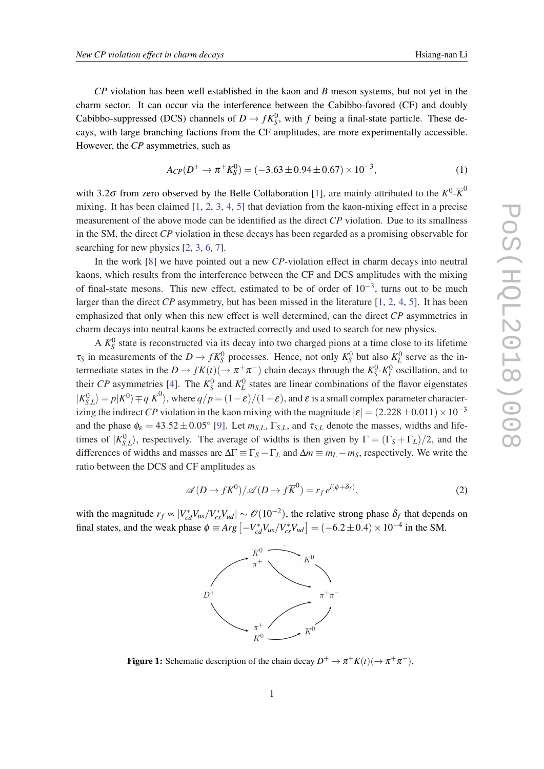*CP* violation has been well established in the kaon and *B* meson systems, but not yet in the charm sector. It can occur via the interference between the Cabibbo-favored (CF) and doubly Cabibbo-suppressed (DCS) channels of $D \to fK_S^0$, with $f$ being a final-state particle. These decays, with large branching factions from the CF amplitudes, are more experimentally accessible. However, the *CP* asymmetries, such as

$$A_{CP}(D^+ \to \pi^+ K_S^0) = (-3.63 \pm 0.94 \pm 0.67) \times 10^{-3}, \tag{1}$$

with $3.2\sigma$ from zero observed by the Belle Collaboration [1], are mainly attributed to the $K^0$-$\overline{K}^0$ mixing. It has been claimed [1, 2, 3, 4, 5] that deviation from the kaon-mixing effect in a precise measurement of the above mode can be identified as the direct *CP* violation. Due to its smallness in the SM, the direct *CP* violation in these decays has been regarded as a promising observable for searching for new physics [2, 3, 6, 7].

In the work [8] we have pointed out a new *CP*-violation effect in charm decays into neutral kaons, which results from the interference between the CF and DCS amplitudes with the mixing of final-state mesons. This new effect, estimated to be of order of $10^{-3}$, turns out to be much larger than the direct *CP* asymmetry, but has been missed in the literature [1, 2, 4, 5]. It has been emphasized that only when this new effect is well determined, can the direct *CP* asymmetries in charm decays into neutral kaons be extracted correctly and used to search for new physics.

A $K_S^0$ state is reconstructed via its decay into two charged pions at a time close to its lifetime $\tau_S$ in measurements of the $D \to fK_S^0$ processes. Hence, not only $K_S^0$ but also $K_L^0$ serve as the intermediate states in the $D \to fK(t)(\to \pi^+\pi^-)$ chain decays through the $K_S^0$-$K_L^0$ oscillation, and to their *CP* asymmetries [4]. The $K_S^0$ and $K_L^0$ states are linear combinations of the flavor eigenstates $|K_{S,L}^0\rangle = p|K^0\rangle \mp q|\overline{K}^0\rangle$, where $q/p = (1-\varepsilon)/(1+\varepsilon)$, and $\varepsilon$ is a small complex parameter characterizing the indirect *CP* violation in the kaon mixing with the magnitude $|\varepsilon| = (2.228 \pm 0.011) \times 10^{-3}$ and the phase $\phi_\varepsilon = 43.52 \pm 0.05^\circ$ [9]. Let $m_{S,L}$, $\Gamma_{S,L}$, and $\tau_{S,L}$ denote the masses, widths and lifetimes of $|K_{S,L}^0\rangle$, respectively. The average of widths is then given by $\Gamma = (\Gamma_S + \Gamma_L)/2$, and the differences of widths and masses are $\Delta\Gamma \equiv \Gamma_S - \Gamma_L$ and $\Delta m \equiv m_L - m_S$, respectively. We write the ratio between the DCS and CF amplitudes as

$$\mathscr{A}(D \to fK^0)/\mathscr{A}(D \to f\overline{K}^0) = r_f\, e^{i(\phi+\delta_f)}, \tag{2}$$

with the magnitude $r_f \propto |V_{cd}^* V_{us}/V_{cs}^* V_{ud}| \sim \mathscr{O}(10^{-2})$, the relative strong phase $\delta_f$ that depends on final states, and the weak phase $\phi \equiv Arg\left[-V_{cd}^* V_{us}/V_{cs}^* V_{ud}\right] = (-6.2 \pm 0.4) \times 10^{-4}$ in the SM.

**Figure 1:** Schematic description of the chain decay $D^+ \to \pi^+ K(t)(\to \pi^+\pi^-)$.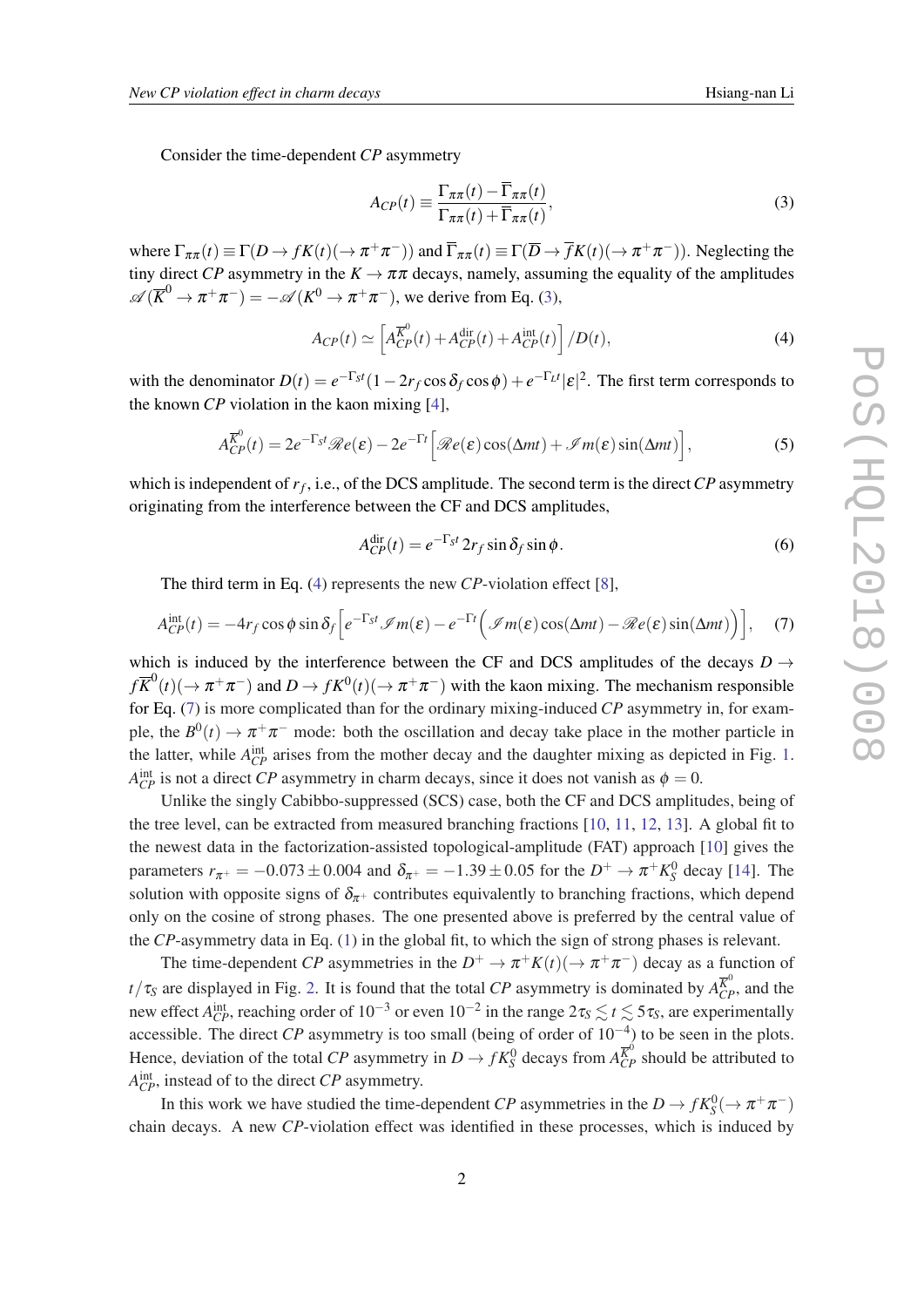Consider the time-dependent *CP* asymmetry

$$A_{CP}(t) \equiv \frac{\Gamma_{\pi\pi}(t) - \overline{\Gamma}_{\pi\pi}(t)}{\Gamma_{\pi\pi}(t) + \overline{\Gamma}_{\pi\pi}(t)}, \tag{3}$$

where $\Gamma_{\pi\pi}(t) \equiv \Gamma(D \to fK(t)(\to \pi^+\pi^-))$ and $\overline{\Gamma}_{\pi\pi}(t) \equiv \Gamma(\overline{D} \to \overline{f}K(t)(\to \pi^+\pi^-))$. Neglecting the tiny direct *CP* asymmetry in the $K \to \pi\pi$ decays, namely, assuming the equality of the amplitudes $\mathscr{A}(\overline{K}^0 \to \pi^+\pi^-) = -\mathscr{A}(K^0 \to \pi^+\pi^-)$, we derive from Eq. (3),

$$A_{CP}(t) \simeq \left[A_{CP}^{\overline{K}^0}(t) + A_{CP}^{\rm dir}(t) + A_{CP}^{\rm int}(t)\right]/D(t), \tag{4}$$

with the denominator $D(t) = e^{-\Gamma_S t}(1 - 2r_f \cos\delta_f \cos\phi) + e^{-\Gamma_L t}|\varepsilon|^2$. The first term corresponds to the known *CP* violation in the kaon mixing [4],

$$A_{CP}^{\overline{K}^0}(t) = 2e^{-\Gamma_S t}\mathscr{R}e(\varepsilon) - 2e^{-\Gamma t}\Big[\mathscr{R}e(\varepsilon)\cos(\Delta m t) + \mathscr{I}m(\varepsilon)\sin(\Delta m t)\Big], \tag{5}$$

which is independent of $r_f$, i.e., of the DCS amplitude. The second term is the direct *CP* asymmetry originating from the interference between the CF and DCS amplitudes,

$$A_{CP}^{\rm dir}(t) = e^{-\Gamma_S t}\, 2r_f \sin\delta_f \sin\phi. \tag{6}$$

The third term in Eq. (4) represents the new *CP*-violation effect [8],

$$A_{CP}^{\rm int}(t) = -4r_f \cos\phi \sin\delta_f \Big[e^{-\Gamma_S t}\mathscr{I}m(\varepsilon) - e^{-\Gamma t}\Big(\mathscr{I}m(\varepsilon)\cos(\Delta m t) - \mathscr{R}e(\varepsilon)\sin(\Delta m t)\Big)\Big], \tag{7}$$

which is induced by the interference between the CF and DCS amplitudes of the decays $D \to f\overline{K}^0(t)(\to \pi^+\pi^-)$ and $D \to fK^0(t)(\to \pi^+\pi^-)$ with the kaon mixing. The mechanism responsible for Eq. (7) is more complicated than for the ordinary mixing-induced *CP* asymmetry in, for example, the $B^0(t) \to \pi^+\pi^-$ mode: both the oscillation and decay take place in the mother particle in the latter, while $A_{CP}^{\rm int}$ arises from the mother decay and the daughter mixing as depicted in Fig. 1. $A_{CP}^{\rm int}$ is not a direct *CP* asymmetry in charm decays, since it does not vanish as $\phi = 0$.

Unlike the singly Cabibbo-suppressed (SCS) case, both the CF and DCS amplitudes, being of the tree level, can be extracted from measured branching fractions [10, 11, 12, 13]. A global fit to the newest data in the factorization-assisted topological-amplitude (FAT) approach [10] gives the parameters $r_{\pi^+} = -0.073 \pm 0.004$ and $\delta_{\pi^+} = -1.39 \pm 0.05$ for the $D^+ \to \pi^+ K_S^0$ decay [14]. The solution with opposite signs of $\delta_{\pi^+}$ contributes equivalently to branching fractions, which depend only on the cosine of strong phases. The one presented above is preferred by the central value of the *CP*-asymmetry data in Eq. (1) in the global fit, to which the sign of strong phases is relevant.

The time-dependent *CP* asymmetries in the $D^+ \to \pi^+ K(t)(\to \pi^+\pi^-)$ decay as a function of $t/\tau_S$ are displayed in Fig. 2. It is found that the total *CP* asymmetry is dominated by $A_{CP}^{\overline{K}^0}$, and the new effect $A_{CP}^{\rm int}$, reaching order of $10^{-3}$ or even $10^{-2}$ in the range $2\tau_S \lesssim t \lesssim 5\tau_S$, are experimentally accessible. The direct *CP* asymmetry is too small (being of order of $10^{-4}$) to be seen in the plots. Hence, deviation of the total *CP* asymmetry in $D \to fK_S^0$ decays from $A_{CP}^{\overline{K}^0}$ should be attributed to $A_{CP}^{\rm int}$, instead of to the direct *CP* asymmetry.

In this work we have studied the time-dependent *CP* asymmetries in the $D \to fK_S^0(\to \pi^+\pi^-)$ chain decays. A new *CP*-violation effect was identified in these processes, which is induced by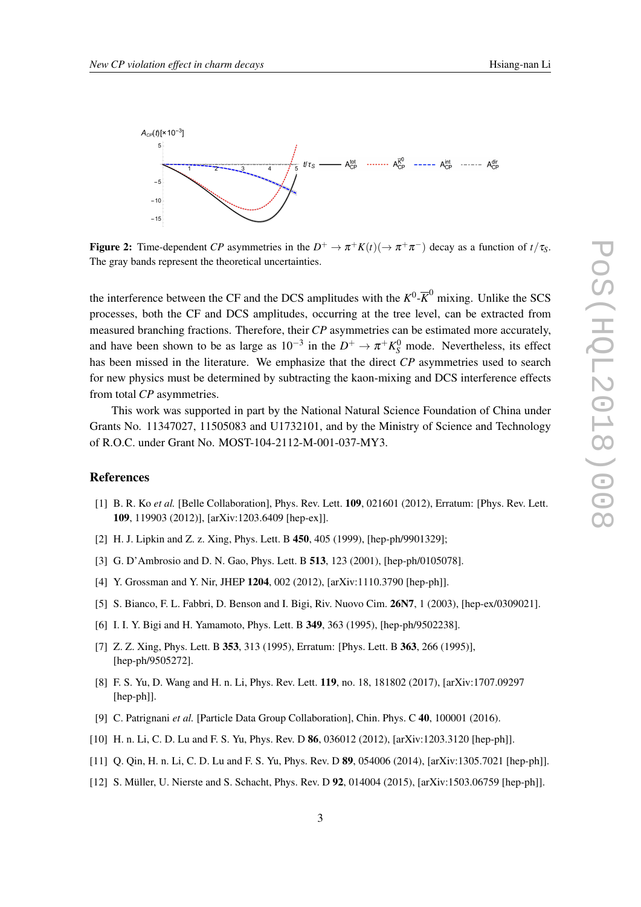**Figure 2:** Time-dependent *CP* asymmetries in the $D^+ \to \pi^+ K(t)(\to \pi^+\pi^-)$ decay as a function of $t/\tau_S$. The gray bands represent the theoretical uncertainties.

the interference between the CF and the DCS amplitudes with the $K^0$-$\overline{K}^0$ mixing. Unlike the SCS processes, both the CF and DCS amplitudes, occurring at the tree level, can be extracted from measured branching fractions. Therefore, their *CP* asymmetries can be estimated more accurately, and have been shown to be as large as $10^{-3}$ in the $D^+ \to \pi^+ K_S^0$ mode. Nevertheless, its effect has been missed in the literature. We emphasize that the direct *CP* asymmetries used to search for new physics must be determined by subtracting the kaon-mixing and DCS interference effects from total *CP* asymmetries.

This work was supported in part by the National Natural Science Foundation of China under Grants No. 11347027, 11505083 and U1732101, and by the Ministry of Science and Technology of R.O.C. under Grant No. MOST-104-2112-M-001-037-MY3.

## References

[1] B. R. Ko *et al.* [Belle Collaboration], Phys. Rev. Lett. **109**, 021601 (2012), Erratum: [Phys. Rev. Lett. **109**, 119903 (2012)], [arXiv:1203.6409 [hep-ex]].

[2] H. J. Lipkin and Z. z. Xing, Phys. Lett. B **450**, 405 (1999), [hep-ph/9901329];

[3] G. D'Ambrosio and D. N. Gao, Phys. Lett. B **513**, 123 (2001), [hep-ph/0105078].

[4] Y. Grossman and Y. Nir, JHEP **1204**, 002 (2012), [arXiv:1110.3790 [hep-ph]].

[5] S. Bianco, F. L. Fabbri, D. Benson and I. Bigi, Riv. Nuovo Cim. **26N7**, 1 (2003), [hep-ex/0309021].

[6] I. I. Y. Bigi and H. Yamamoto, Phys. Lett. B **349**, 363 (1995), [hep-ph/9502238].

[7] Z. Z. Xing, Phys. Lett. B **353**, 313 (1995), Erratum: [Phys. Lett. B **363**, 266 (1995)], [hep-ph/9505272].

[8] F. S. Yu, D. Wang and H. n. Li, Phys. Rev. Lett. **119**, no. 18, 181802 (2017), [arXiv:1707.09297 [hep-ph]].

[9] C. Patrignani *et al.* [Particle Data Group Collaboration], Chin. Phys. C **40**, 100001 (2016).

[10] H. n. Li, C. D. Lu and F. S. Yu, Phys. Rev. D **86**, 036012 (2012), [arXiv:1203.3120 [hep-ph]].

[11] Q. Qin, H. n. Li, C. D. Lu and F. S. Yu, Phys. Rev. D **89**, 054006 (2014), [arXiv:1305.7021 [hep-ph]].

[12] S. Müller, U. Nierste and S. Schacht, Phys. Rev. D **92**, 014004 (2015), [arXiv:1503.06759 [hep-ph]].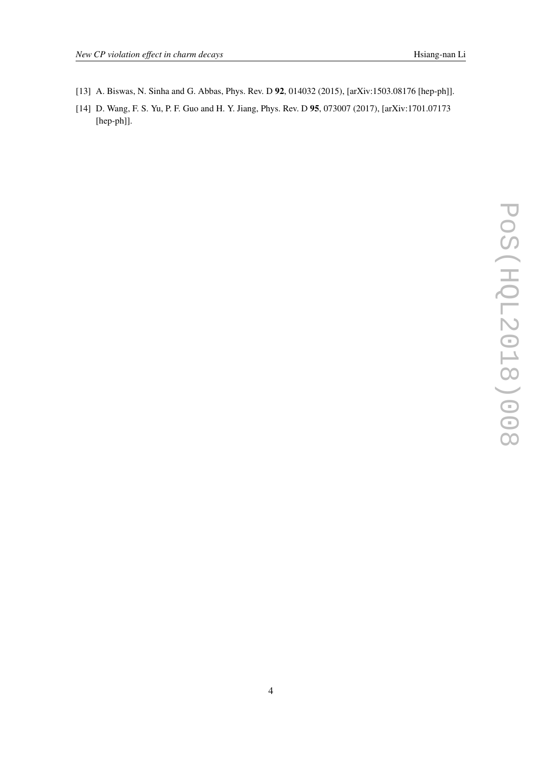[13] A. Biswas, N. Sinha and G. Abbas, Phys. Rev. D **92**, 014032 (2015), [arXiv:1503.08176 [hep-ph]].

[14] D. Wang, F. S. Yu, P. F. Guo and H. Y. Jiang, Phys. Rev. D **95**, 073007 (2017), [arXiv:1701.07173 [hep-ph]].